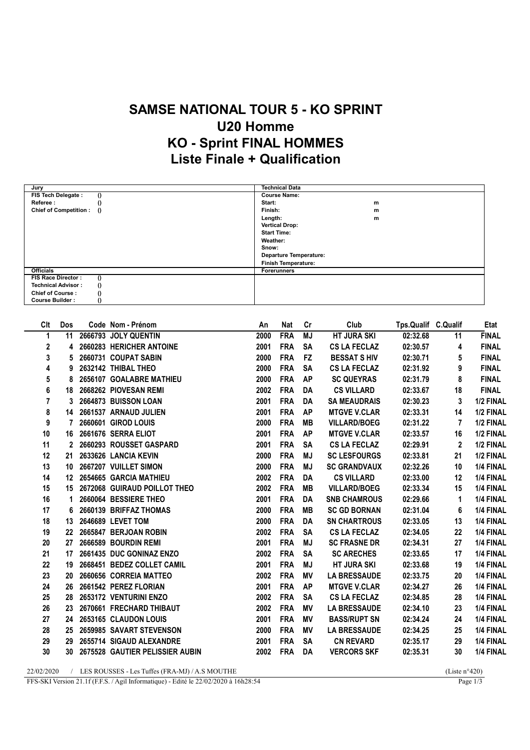# SAMSE NATIONAL TOUR 5 - KO SPRINT
# U20 Homme
# KO - Sprint FINAL HOMMES
# Liste Finale + Qualification

| Jury | | Technical Data | |
|---|---|---|---|
| FIS Tech Delegate : | () | Course Name: | |
| Referee : | () | Start: | m |
| Chief of Competition : | () | Finish: | m |
| | | Length: | m |
| | | Vertical Drop: | |
| | | Start Time: | |
| | | Weather: | |
| | | Snow: | |
| | | Departure Temperature: | |
| | | Finish Temperature: | |
| **Officials** | | **Forerunners** | |
| FIS Race Director : | () | | |
| Technical Advisor : | () | | |
| Chief of Course : | () | | |
| Course Builder : | () | | |

| Clt | Dos | Code | Nom - Prénom | An | Nat | Cr | Club | Tps.Qualif | C.Qualif | Etat |
|---|---|---|---|---|---|---|---|---|---|---|
| 1 | 11 | 2666793 | JOLY QUENTIN | 2000 | FRA | MJ | HT JURA SKI | 02:32.68 | 11 | FINAL |
| 2 | 4 | 2660283 | HERICHER ANTOINE | 2001 | FRA | SA | CS LA FECLAZ | 02:30.57 | 4 | FINAL |
| 3 | 5 | 2660731 | COUPAT SABIN | 2000 | FRA | FZ | BESSAT S HIV | 02:30.71 | 5 | FINAL |
| 4 | 9 | 2632142 | THIBAL THEO | 2000 | FRA | SA | CS LA FECLAZ | 02:31.92 | 9 | FINAL |
| 5 | 8 | 2656107 | GOALABRE MATHIEU | 2000 | FRA | AP | SC QUEYRAS | 02:31.79 | 8 | FINAL |
| 6 | 18 | 2668262 | PIOVESAN REMI | 2002 | FRA | DA | CS VILLARD | 02:33.67 | 18 | FINAL |
| 7 | 3 | 2664873 | BUISSON LOAN | 2001 | FRA | DA | SA MEAUDRAIS | 02:30.23 | 3 | 1/2 FINAL |
| 8 | 14 | 2661537 | ARNAUD JULIEN | 2001 | FRA | AP | MTGVE V.CLAR | 02:33.31 | 14 | 1/2 FINAL |
| 9 | 7 | 2660601 | GIROD LOUIS | 2000 | FRA | MB | VILLARD/BOEG | 02:31.22 | 7 | 1/2 FINAL |
| 10 | 16 | 2661676 | SERRA ELIOT | 2001 | FRA | AP | MTGVE V.CLAR | 02:33.57 | 16 | 1/2 FINAL |
| 11 | 2 | 2660293 | ROUSSET GASPARD | 2001 | FRA | SA | CS LA FECLAZ | 02:29.91 | 2 | 1/2 FINAL |
| 12 | 21 | 2633626 | LANCIA KEVIN | 2000 | FRA | MJ | SC LESFOURGS | 02:33.81 | 21 | 1/2 FINAL |
| 13 | 10 | 2667207 | VUILLET SIMON | 2000 | FRA | MJ | SC GRANDVAUX | 02:32.26 | 10 | 1/4 FINAL |
| 14 | 12 | 2654665 | GARCIA MATHIEU | 2002 | FRA | DA | CS VILLARD | 02:33.00 | 12 | 1/4 FINAL |
| 15 | 15 | 2672068 | GUIRAUD POILLOT THEO | 2002 | FRA | MB | VILLARD/BOEG | 02:33.34 | 15 | 1/4 FINAL |
| 16 | 1 | 2660064 | BESSIERE THEO | 2001 | FRA | DA | SNB CHAMROUS | 02:29.66 | 1 | 1/4 FINAL |
| 17 | 6 | 2660139 | BRIFFAZ THOMAS | 2000 | FRA | MB | SC GD BORNAN | 02:31.04 | 6 | 1/4 FINAL |
| 18 | 13 | 2646689 | LEVET TOM | 2000 | FRA | DA | SN CHARTROUS | 02:33.05 | 13 | 1/4 FINAL |
| 19 | 22 | 2665847 | BERJOAN ROBIN | 2002 | FRA | SA | CS LA FECLAZ | 02:34.05 | 22 | 1/4 FINAL |
| 20 | 27 | 2666589 | BOURDIN REMI | 2001 | FRA | MJ | SC FRASNE DR | 02:34.31 | 27 | 1/4 FINAL |
| 21 | 17 | 2661435 | DUC GONINAZ ENZO | 2002 | FRA | SA | SC ARECHES | 02:33.65 | 17 | 1/4 FINAL |
| 22 | 19 | 2668451 | BEDEZ COLLET CAMIL | 2001 | FRA | MJ | HT JURA SKI | 02:33.68 | 19 | 1/4 FINAL |
| 23 | 20 | 2660656 | CORREIA MATTEO | 2002 | FRA | MV | LA BRESSAUDE | 02:33.75 | 20 | 1/4 FINAL |
| 24 | 26 | 2661542 | PEREZ FLORIAN | 2001 | FRA | AP | MTGVE V.CLAR | 02:34.27 | 26 | 1/4 FINAL |
| 25 | 28 | 2653172 | VENTURINI ENZO | 2002 | FRA | SA | CS LA FECLAZ | 02:34.85 | 28 | 1/4 FINAL |
| 26 | 23 | 2670661 | FRECHARD THIBAUT | 2002 | FRA | MV | LA BRESSAUDE | 02:34.10 | 23 | 1/4 FINAL |
| 27 | 24 | 2653165 | CLAUDON LOUIS | 2001 | FRA | MV | BASS/RUPT SN | 02:34.24 | 24 | 1/4 FINAL |
| 28 | 25 | 2659985 | SAVART STEVENSON | 2000 | FRA | MV | LA BRESSAUDE | 02:34.25 | 25 | 1/4 FINAL |
| 29 | 29 | 2655714 | SIGAUD ALEXANDRE | 2001 | FRA | SA | CN REVARD | 02:35.17 | 29 | 1/4 FINAL |
| 30 | 30 | 2675528 | GAUTIER PELISSIER AUBIN | 2002 | FRA | DA | VERCORS SKF | 02:35.31 | 30 | 1/4 FINAL |

22/02/2020 / LES ROUSSES - Les Tuffes (FRA-MJ) / A.S MOUTHE (Liste n°420)

FFS-SKI Version 21.1f (F.F.S. / Agil Informatique) - Edité le 22/02/2020 à 16h28:54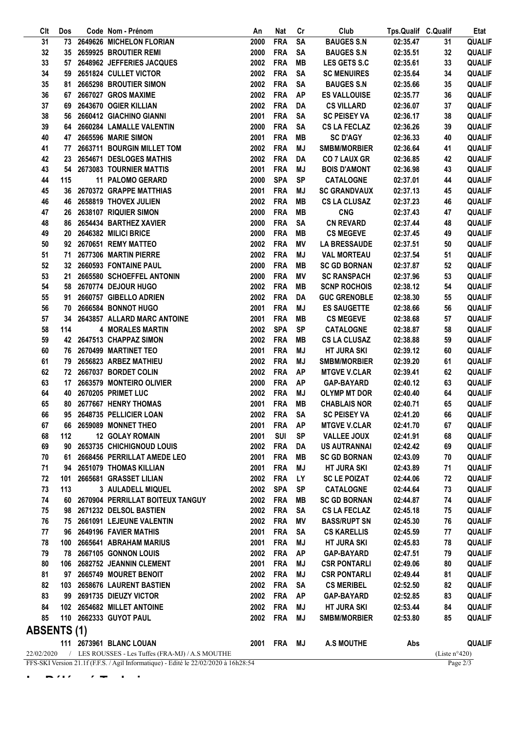| Clt | Dos | Code | Nom - Prénom | An | Nat | Cr | Club | Tps.Qualif | C.Qualif | Etat |
|---|---|---|---|---|---|---|---|---|---|---|
| 31 | 73 | 2649626 | MICHELON FLORIAN | 2000 | FRA | SA | BAUGES S.N | 02:35.47 | 31 | QUALIF |
| 32 | 35 | 2659925 | BROUTIER REMI | 2000 | FRA | SA | BAUGES S.N | 02:35.51 | 32 | QUALIF |
| 33 | 57 | 2648962 | JEFFERIES JACQUES | 2002 | FRA | MB | LES GETS S.C | 02:35.61 | 33 | QUALIF |
| 34 | 59 | 2651824 | CULLET VICTOR | 2002 | FRA | SA | SC MENUIRES | 02:35.64 | 34 | QUALIF |
| 35 | 81 | 2665298 | BROUTIER SIMON | 2002 | FRA | SA | BAUGES S.N | 02:35.66 | 35 | QUALIF |
| 36 | 67 | 2667027 | GROS MAXIME | 2002 | FRA | AP | ES VALLOUISE | 02:35.77 | 36 | QUALIF |
| 37 | 69 | 2643670 | OGIER KILLIAN | 2002 | FRA | DA | CS VILLARD | 02:36.07 | 37 | QUALIF |
| 38 | 56 | 2660412 | GIACHINO GIANNI | 2001 | FRA | SA | SC PEISEY VA | 02:36.17 | 38 | QUALIF |
| 39 | 64 | 2660284 | LAMALLE VALENTIN | 2000 | FRA | SA | CS LA FECLAZ | 02:36.26 | 39 | QUALIF |
| 40 | 47 | 2665596 | MARIE SIMON | 2001 | FRA | MB | SC D'AGY | 02:36.33 | 40 | QUALIF |
| 41 | 77 | 2663711 | BOURGIN MILLET TOM | 2002 | FRA | MJ | SMBM/MORBIER | 02:36.64 | 41 | QUALIF |
| 42 | 23 | 2654671 | DESLOGES MATHIS | 2002 | FRA | DA | CO 7 LAUX GR | 02:36.85 | 42 | QUALIF |
| 43 | 54 | 2673083 | TOURNIER MATTIS | 2001 | FRA | MJ | BOIS D'AMONT | 02:36.98 | 43 | QUALIF |
| 44 | 115 | 11 | PALOMO GERARD | 2000 | SPA | SP | CATALOGNE | 02:37.01 | 44 | QUALIF |
| 45 | 36 | 2670372 | GRAPPE MATTHIAS | 2001 | FRA | MJ | SC GRANDVAUX | 02:37.13 | 45 | QUALIF |
| 46 | 46 | 2658819 | THOVEX JULIEN | 2002 | FRA | MB | CS LA CLUSAZ | 02:37.23 | 46 | QUALIF |
| 47 | 26 | 2638107 | RIQUIER SIMON | 2000 | FRA | MB | CNG | 02:37.43 | 47 | QUALIF |
| 48 | 86 | 2654434 | BARTHEZ XAVIER | 2000 | FRA | SA | CN REVARD | 02:37.44 | 48 | QUALIF |
| 49 | 20 | 2646382 | MILICI BRICE | 2000 | FRA | MB | CS MEGEVE | 02:37.45 | 49 | QUALIF |
| 50 | 92 | 2670651 | REMY MATTEO | 2002 | FRA | MV | LA BRESSAUDE | 02:37.51 | 50 | QUALIF |
| 51 | 71 | 2677306 | MARTIN PIERRE | 2002 | FRA | MJ | VAL MORTEAU | 02:37.54 | 51 | QUALIF |
| 52 | 32 | 2660593 | FONTAINE PAUL | 2000 | FRA | MB | SC GD BORNAN | 02:37.87 | 52 | QUALIF |
| 53 | 21 | 2665580 | SCHOEFFEL ANTONIN | 2000 | FRA | MV | SC RANSPACH | 02:37.96 | 53 | QUALIF |
| 54 | 58 | 2670774 | DEJOUR HUGO | 2002 | FRA | MB | SCNP ROCHOIS | 02:38.12 | 54 | QUALIF |
| 55 | 91 | 2660757 | GIBELLO ADRIEN | 2002 | FRA | DA | GUC GRENOBLE | 02:38.30 | 55 | QUALIF |
| 56 | 70 | 2666584 | BONNOT HUGO | 2001 | FRA | MJ | ES SAUGETTE | 02:38.66 | 56 | QUALIF |
| 57 | 34 | 2643857 | ALLARD MARC ANTOINE | 2001 | FRA | MB | CS MEGEVE | 02:38.68 | 57 | QUALIF |
| 58 | 114 | 4 | MORALES MARTIN | 2002 | SPA | SP | CATALOGNE | 02:38.87 | 58 | QUALIF |
| 59 | 42 | 2647513 | CHAPPAZ SIMON | 2002 | FRA | MB | CS LA CLUSAZ | 02:38.88 | 59 | QUALIF |
| 60 | 76 | 2670499 | MARTINET TEO | 2001 | FRA | MJ | HT JURA SKI | 02:39.12 | 60 | QUALIF |
| 61 | 79 | 2656823 | ARBEZ MATHIEU | 2002 | FRA | MJ | SMBM/MORBIER | 02:39.20 | 61 | QUALIF |
| 62 | 72 | 2667037 | BORDET COLIN | 2002 | FRA | AP | MTGVE V.CLAR | 02:39.41 | 62 | QUALIF |
| 63 | 17 | 2663579 | MONTEIRO OLIVIER | 2000 | FRA | AP | GAP-BAYARD | 02:40.12 | 63 | QUALIF |
| 64 | 40 | 2670205 | PRIMET LUC | 2002 | FRA | MJ | OLYMP MT DOR | 02:40.40 | 64 | QUALIF |
| 65 | 80 | 2677667 | HENRY THOMAS | 2001 | FRA | MB | CHABLAIS NOR | 02:40.71 | 65 | QUALIF |
| 66 | 95 | 2648735 | PELLICIER LOAN | 2002 | FRA | SA | SC PEISEY VA | 02:41.20 | 66 | QUALIF |
| 67 | 66 | 2659089 | MONNET THEO | 2001 | FRA | AP | MTGVE V.CLAR | 02:41.70 | 67 | QUALIF |
| 68 | 112 | 12 | GOLAY ROMAIN | 2001 | SUI | SP | VALLEE JOUX | 02:41.91 | 68 | QUALIF |
| 69 | 90 | 2653735 | CHICHIGNOUD LOUIS | 2002 | FRA | DA | US AUTRANNAI | 02:42.42 | 69 | QUALIF |
| 70 | 61 | 2668456 | PERRILLAT AMEDE LEO | 2001 | FRA | MB | SC GD BORNAN | 02:43.09 | 70 | QUALIF |
| 71 | 94 | 2651079 | THOMAS KILLIAN | 2001 | FRA | MJ | HT JURA SKI | 02:43.89 | 71 | QUALIF |
| 72 | 101 | 2665681 | GRASSET LILIAN | 2002 | FRA | LY | SC LE POIZAT | 02:44.06 | 72 | QUALIF |
| 73 | 113 | 3 | AULADELL MIQUEL | 2002 | SPA | SP | CATALOGNE | 02:44.64 | 73 | QUALIF |
| 74 | 60 | 2670904 | PERRILLAT BOITEUX TANGUY | 2002 | FRA | MB | SC GD BORNAN | 02:44.87 | 74 | QUALIF |
| 75 | 98 | 2671232 | DELSOL BASTIEN | 2002 | FRA | SA | CS LA FECLAZ | 02:45.18 | 75 | QUALIF |
| 76 | 75 | 2661091 | LEJEUNE VALENTIN | 2002 | FRA | MV | BASS/RUPT SN | 02:45.30 | 76 | QUALIF |
| 77 | 96 | 2649196 | FAVIER MATHIS | 2001 | FRA | SA | CS KARELLIS | 02:45.59 | 77 | QUALIF |
| 78 | 100 | 2665641 | ABRAHAM MARIUS | 2001 | FRA | MJ | HT JURA SKI | 02:45.83 | 78 | QUALIF |
| 79 | 78 | 2667105 | GONNON LOUIS | 2002 | FRA | AP | GAP-BAYARD | 02:47.51 | 79 | QUALIF |
| 80 | 106 | 2682752 | JEANNIN CLEMENT | 2001 | FRA | MJ | CSR PONTARLI | 02:49.06 | 80 | QUALIF |
| 81 | 97 | 2665749 | MOURET BENOIT | 2002 | FRA | MJ | CSR PONTARLI | 02:49.44 | 81 | QUALIF |
| 82 | 103 | 2658676 | LAURENT BASTIEN | 2002 | FRA | SA | CS MERIBEL | 02:52.50 | 82 | QUALIF |
| 83 | 99 | 2691735 | DIEUZY VICTOR | 2002 | FRA | AP | GAP-BAYARD | 02:52.85 | 83 | QUALIF |
| 84 | 102 | 2654682 | MILLET ANTOINE | 2002 | FRA | MJ | HT JURA SKI | 02:53.44 | 84 | QUALIF |
| 85 | 110 | 2662333 | GUYOT PAUL | 2002 | FRA | MJ | SMBM/MORBIER | 02:53.80 | 85 | QUALIF |

## ABSENTS (1)

| Clt | Dos | Code | Nom - Prénom | An | Nat | Cr | Club | Tps.Qualif | C.Qualif | Etat |
|---|---|---|---|---|---|---|---|---|---|---|
| | 111 | 2673961 | BLANC LOUAN | 2001 | FRA | MJ | A.S MOUTHE | Abs | | QUALIF |

22/02/2020 / LES ROUSSES - Les Tuffes (FRA-MJ) / A.S MOUTHE (Liste n°420)

FFS-SKI Version 21.1f (F.F.S. / Agil Informatique) - Edité le 22/02/2020 à 16h28:54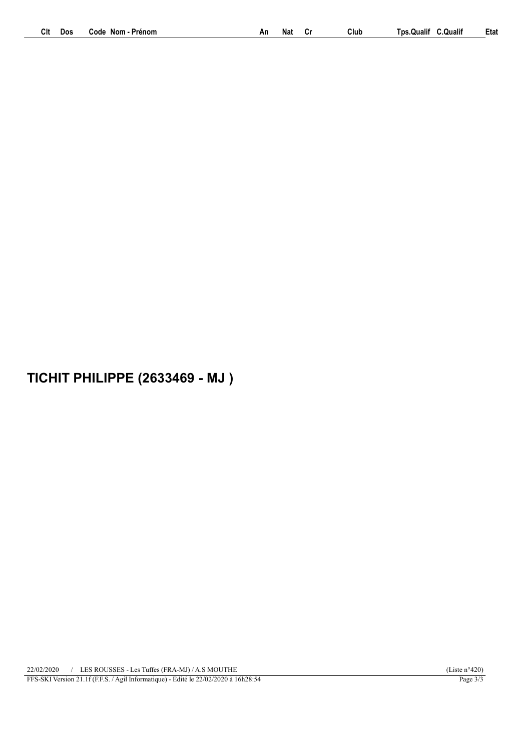| Clt | Dos | Code | Nom - Prénom | An | Nat | Cr | Club | Tps.Qualif | C.Qualif | Etat |
|---|---|---|---|---|---|---|---|---|---|---|

**TICHIT PHILIPPE (2633469 - MJ )**